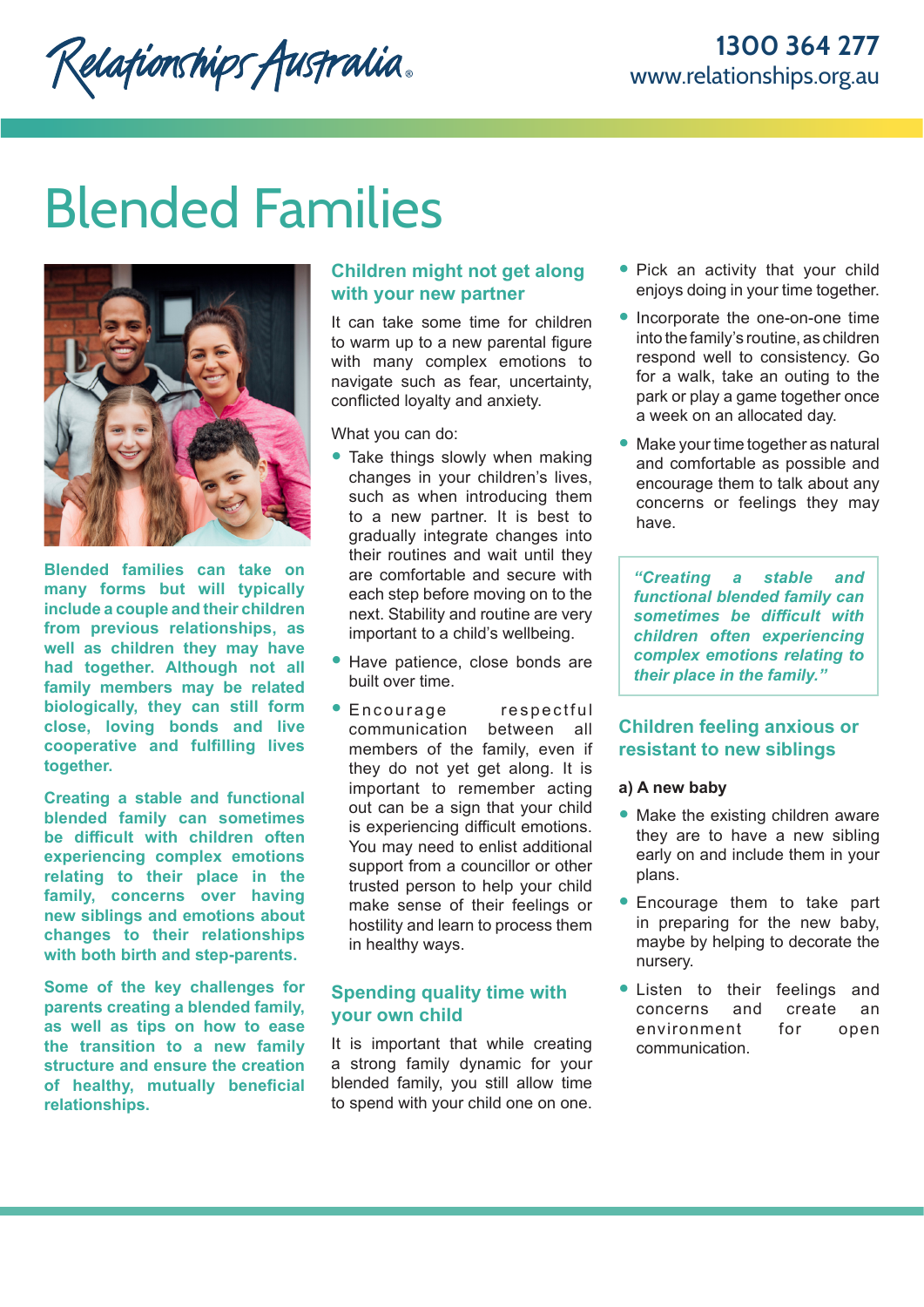Relationships Australia

1300 364 277
www.relationships.org.au

# Blended Families

**Blended families can take on many forms but will typically include a couple and their children from previous relationships, as well as children they may have had together. Although not all family members may be related biologically, they can still form close, loving bonds and live cooperative and fulfilling lives together.**

**Creating a stable and functional blended family can sometimes be difficult with children often experiencing complex emotions relating to their place in the family, concerns over having new siblings and emotions about changes to their relationships with both birth and step-parents.**

**Some of the key challenges for parents creating a blended family, as well as tips on how to ease the transition to a new family structure and ensure the creation of healthy, mutually beneficial relationships.**

## Children might not get along with your new partner

It can take some time for children to warm up to a new parental figure with many complex emotions to navigate such as fear, uncertainty, conflicted loyalty and anxiety.

What you can do:

- Take things slowly when making changes in your children's lives, such as when introducing them to a new partner. It is best to gradually integrate changes into their routines and wait until they are comfortable and secure with each step before moving on to the next. Stability and routine are very important to a child's wellbeing.
- Have patience, close bonds are built over time.
- Encourage respectful communication between all members of the family, even if they do not yet get along. It is important to remember acting out can be a sign that your child is experiencing difficult emotions. You may need to enlist additional support from a councillor or other trusted person to help your child make sense of their feelings or hostility and learn to process them in healthy ways.

## Spending quality time with your own child

It is important that while creating a strong family dynamic for your blended family, you still allow time to spend with your child one on one.

- Pick an activity that your child enjoys doing in your time together.
- Incorporate the one-on-one time into the family's routine, as children respond well to consistency. Go for a walk, take an outing to the park or play a game together once a week on an allocated day.
- Make your time together as natural and comfortable as possible and encourage them to talk about any concerns or feelings they may have.

> ***"Creating a stable and functional blended family can sometimes be difficult with children often experiencing complex emotions relating to their place in the family."***

## Children feeling anxious or resistant to new siblings

**a) A new baby**

- Make the existing children aware they are to have a new sibling early on and include them in your plans.
- Encourage them to take part in preparing for the new baby, maybe by helping to decorate the nursery.
- Listen to their feelings and concerns and create an environment for open communication.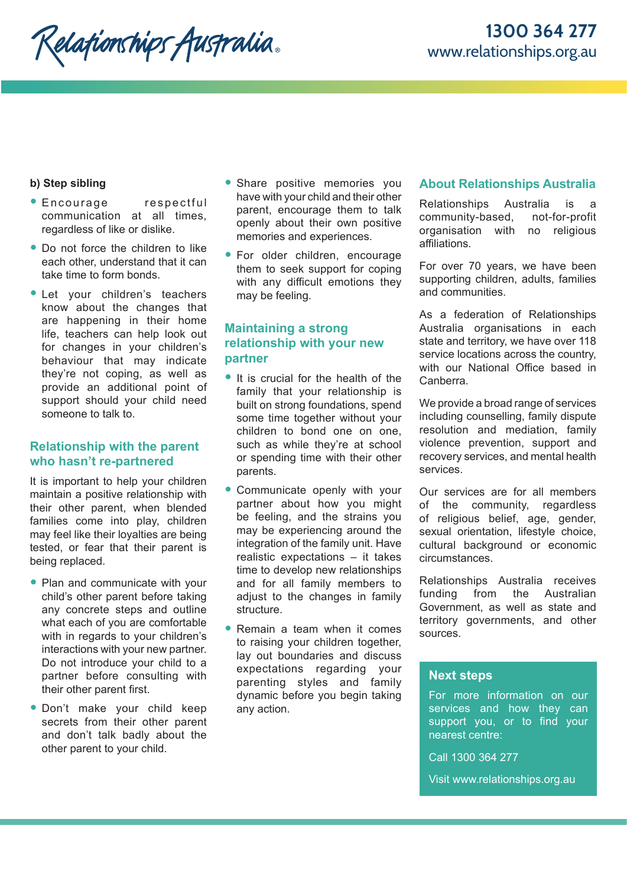**b) Step sibling**

- Encourage respectful communication at all times, regardless of like or dislike.
- Do not force the children to like each other, understand that it can take time to form bonds.
- Let your children's teachers know about the changes that are happening in their home life, teachers can help look out for changes in your children's behaviour that may indicate they're not coping, as well as provide an additional point of support should your child need someone to talk to.

## Relationship with the parent who hasn't re-partnered

It is important to help your children maintain a positive relationship with their other parent, when blended families come into play, children may feel like their loyalties are being tested, or fear that their parent is being replaced.

- Plan and communicate with your child's other parent before taking any concrete steps and outline what each of you are comfortable with in regards to your children's interactions with your new partner. Do not introduce your child to a partner before consulting with their other parent first.
- Don't make your child keep secrets from their other parent and don't talk badly about the other parent to your child.
- Share positive memories you have with your child and their other parent, encourage them to talk openly about their own positive memories and experiences.
- For older children, encourage them to seek support for coping with any difficult emotions they may be feeling.

## Maintaining a strong relationship with your new partner

- It is crucial for the health of the family that your relationship is built on strong foundations, spend some time together without your children to bond one on one, such as while they're at school or spending time with their other parents.
- Communicate openly with your partner about how you might be feeling, and the strains you may be experiencing around the integration of the family unit. Have realistic expectations – it takes time to develop new relationships and for all family members to adjust to the changes in family structure.
- Remain a team when it comes to raising your children together, lay out boundaries and discuss expectations regarding your parenting styles and family dynamic before you begin taking any action.

## About Relationships Australia

Relationships Australia is a community-based, not-for-profit organisation with no religious affiliations.

For over 70 years, we have been supporting children, adults, families and communities.

As a federation of Relationships Australia organisations in each state and territory, we have over 118 service locations across the country, with our National Office based in Canberra.

We provide a broad range of services including counselling, family dispute resolution and mediation, family violence prevention, support and recovery services, and mental health services.

Our services are for all members of the community, regardless of religious belief, age, gender, sexual orientation, lifestyle choice, cultural background or economic circumstances.

Relationships Australia receives funding from the Australian Government, as well as state and territory governments, and other sources.

### Next steps

For more information on our services and how they can support you, or to find your nearest centre:

Call 1300 364 277

Visit www.relationships.org.au